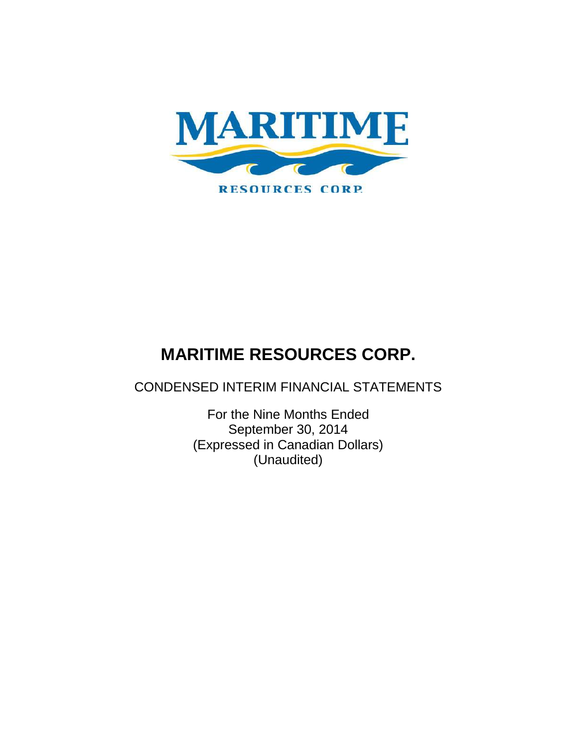MARITIME

RESOURCES CORP.

# MARITIME RESOURCES CORP.

CONDENSED INTERIM FINANCIAL STATEMENTS

For the Nine Months Ended
September 30, 2014
(Expressed in Canadian Dollars)
(Unaudited)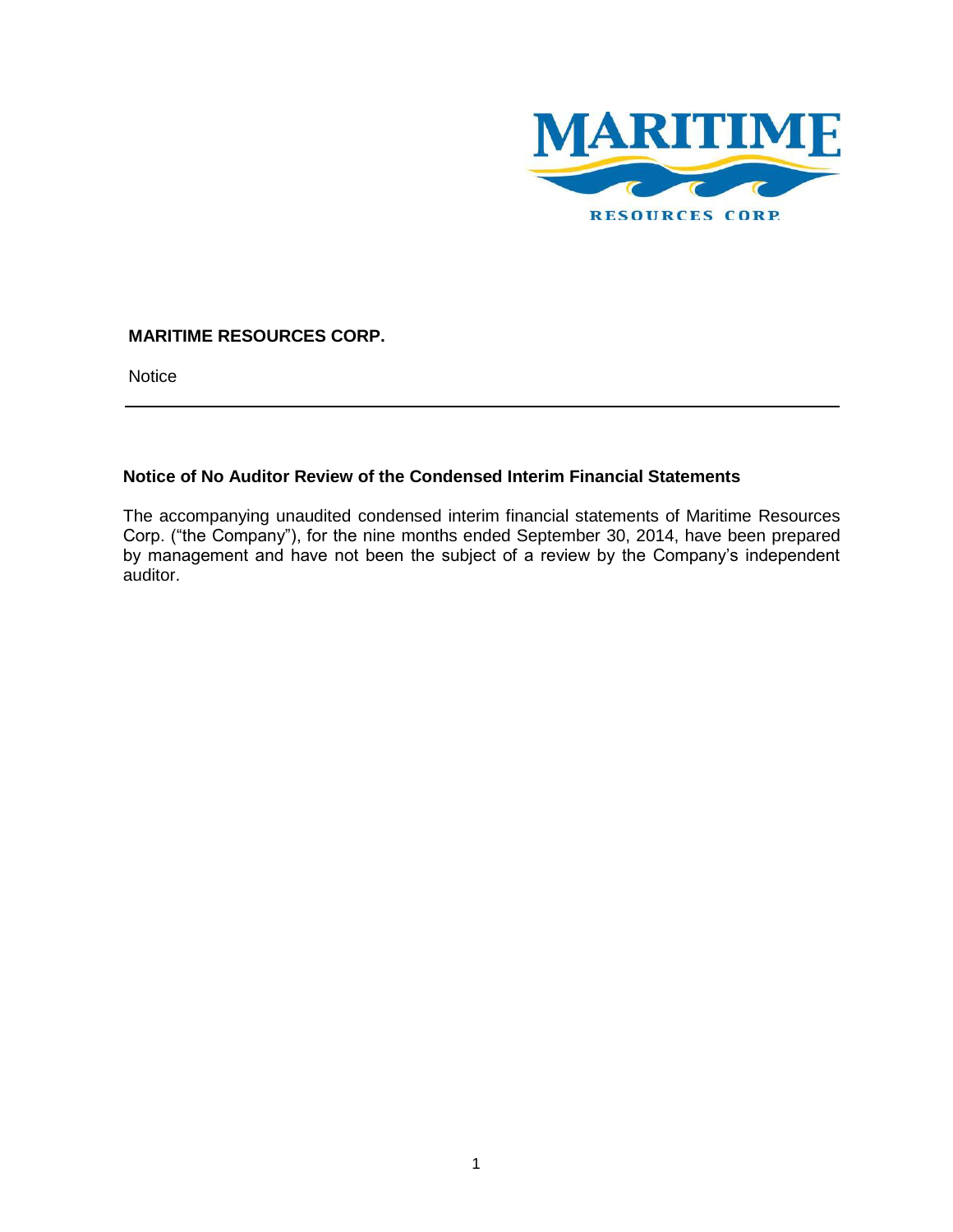**MARITIME RESOURCES CORP.**

Notice

---

### Notice of No Auditor Review of the Condensed Interim Financial Statements

The accompanying unaudited condensed interim financial statements of Maritime Resources Corp. ("the Company"), for the nine months ended September 30, 2014, have been prepared by management and have not been the subject of a review by the Company's independent auditor.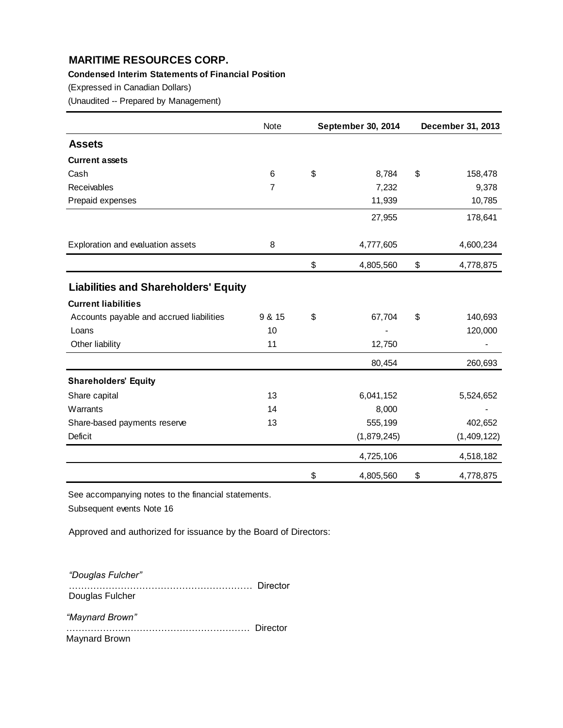## MARITIME RESOURCES CORP.

**Condensed Interim Statements of Financial Position**

(Expressed in Canadian Dollars)

(Unaudited -- Prepared by Management)

| | Note | September 30, 2014 | December 31, 2013 |
|---|---|---|---|
| **Assets** | | | |
| **Current assets** | | | |
| Cash | 6 | $ 8,784 | $ 158,478 |
| Receivables | 7 | 7,232 | 9,378 |
| Prepaid expenses | | 11,939 | 10,785 |
| | | 27,955 | 178,641 |
| Exploration and evaluation assets | 8 | 4,777,605 | 4,600,234 |
| | | $ 4,805,560 | $ 4,778,875 |
| **Liabilities and Shareholders' Equity** | | | |
| **Current liabilities** | | | |
| Accounts payable and accrued liabilities | 9 & 15 | $ 67,704 | $ 140,693 |
| Loans | 10 | - | 120,000 |
| Other liability | 11 | 12,750 | - |
| | | 80,454 | 260,693 |
| **Shareholders' Equity** | | | |
| Share capital | 13 | 6,041,152 | 5,524,652 |
| Warrants | 14 | 8,000 | - |
| Share-based payments reserve | 13 | 555,199 | 402,652 |
| Deficit | | (1,879,245) | (1,409,122) |
| | | 4,725,106 | 4,518,182 |
| | | $ 4,805,560 | $ 4,778,875 |

See accompanying notes to the financial statements.

Subsequent events Note 16

Approved and authorized for issuance by the Board of Directors:

*"Douglas Fulcher"*

…………………………………………………… Director

Douglas Fulcher

*"Maynard Brown"*

…………………………………………………… Director

Maynard Brown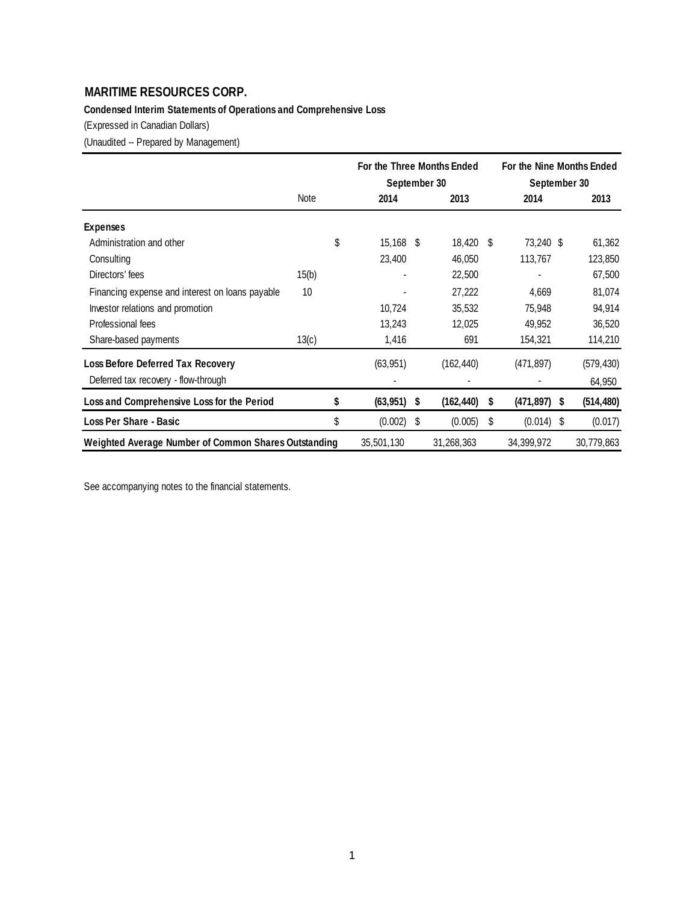## MARITIME RESOURCES CORP.

**Condensed Interim Statements of Operations and Comprehensive Loss**

(Expressed in Canadian Dollars)

(Unaudited -- Prepared by Management)

| | Note | For the Three Months Ended September 30 | | For the Nine Months Ended September 30 | |
|---|---|---|---|---|---|
| | | 2014 | 2013 | 2014 | 2013 |
| **Expenses** | | | | | |
| Administration and other | | $ 15,168 | $ 18,420 | $ 73,240 | $ 61,362 |
| Consulting | | 23,400 | 46,050 | 113,767 | 123,850 |
| Directors' fees | 15(b) | - | 22,500 | - | 67,500 |
| Financing expense and interest on loans payable | 10 | - | 27,222 | 4,669 | 81,074 |
| Investor relations and promotion | | 10,724 | 35,532 | 75,948 | 94,914 |
| Professional fees | | 13,243 | 12,025 | 49,952 | 36,520 |
| Share-based payments | 13(c) | 1,416 | 691 | 154,321 | 114,210 |
| **Loss Before Deferred Tax Recovery** | | (63,951) | (162,440) | (471,897) | (579,430) |
| Deferred tax recovery - flow-through | | - | - | - | 64,950 |
| **Loss and Comprehensive Loss for the Period** | | **$ (63,951)** | **$ (162,440)** | **$ (471,897)** | **$ (514,480)** |
| **Loss Per Share - Basic** | | $ (0.002) | $ (0.005) | $ (0.014) | $ (0.017) |
| **Weighted Average Number of Common Shares Outstanding** | | 35,501,130 | 31,268,363 | 34,399,972 | 30,779,863 |

See accompanying notes to the financial statements.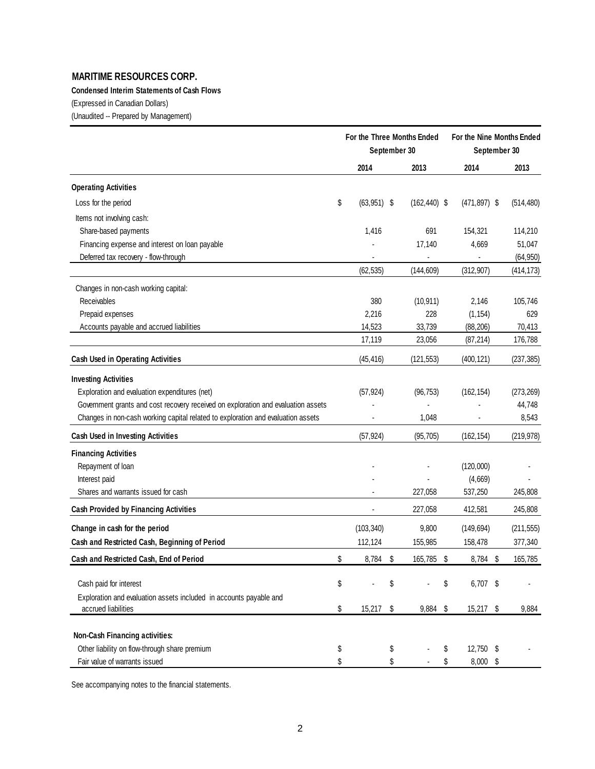# MARITIME RESOURCES CORP.

**Condensed Interim Statements of Cash Flows**

(Expressed in Canadian Dollars)

(Unaudited -- Prepared by Management)

| | For the Three Months Ended September 30 | | For the Nine Months Ended September 30 | |
|---|---|---|---|---|
| | 2014 | 2013 | 2014 | 2013 |
| **Operating Activities** | | | | |
| Loss for the period | $ (63,951) | $ (162,440) | $ (471,897) | $ (514,480) |
| Items not involving cash: | | | | |
| Share-based payments | 1,416 | 691 | 154,321 | 114,210 |
| Financing expense and interest on loan payable | - | 17,140 | 4,669 | 51,047 |
| Deferred tax recovery - flow-through | - | - | - | (64,950) |
| | (62,535) | (144,609) | (312,907) | (414,173) |
| Changes in non-cash working capital: | | | | |
| Receivables | 380 | (10,911) | 2,146 | 105,746 |
| Prepaid expenses | 2,216 | 228 | (1,154) | 629 |
| Accounts payable and accrued liabilities | 14,523 | 33,739 | (88,206) | 70,413 |
| | 17,119 | 23,056 | (87,214) | 176,788 |
| **Cash Used in Operating Activities** | (45,416) | (121,553) | (400,121) | (237,385) |
| **Investing Activities** | | | | |
| Exploration and evaluation expenditures (net) | (57,924) | (96,753) | (162,154) | (273,269) |
| Government grants and cost recovery received on exploration and evaluation assets | - | - | - | 44,748 |
| Changes in non-cash working capital related to exploration and evaluation assets | - | 1,048 | - | 8,543 |
| **Cash Used in Investing Activities** | (57,924) | (95,705) | (162,154) | (219,978) |
| **Financing Activities** | | | | |
| Repayment of loan | - | - | (120,000) | - |
| Interest paid | - | - | (4,669) | - |
| Shares and warrants issued for cash | - | 227,058 | 537,250 | 245,808 |
| **Cash Provided by Financing Activities** | - | 227,058 | 412,581 | 245,808 |
| **Change in cash for the period** | (103,340) | 9,800 | (149,694) | (211,555) |
| **Cash and Restricted Cash, Beginning of Period** | 112,124 | 155,985 | 158,478 | 377,340 |
| **Cash and Restricted Cash, End of Period** | $ 8,784 | $ 165,785 | $ 8,784 | $ 165,785 |
| Cash paid for interest | $ - | $ - | $ 6,707 | $ - |
| Exploration and evaluation assets included in accounts payable and accrued liabilities | $ 15,217 | $ 9,884 | $ 15,217 | $ 9,884 |
| **Non-Cash Financing activities:** | | | | |
| Other liability on flow-through share premium | $ | $ - | $ 12,750 | $ - |
| Fair value of warrants issued | $ | $ - | $ 8,000 | $ |

See accompanying notes to the financial statements.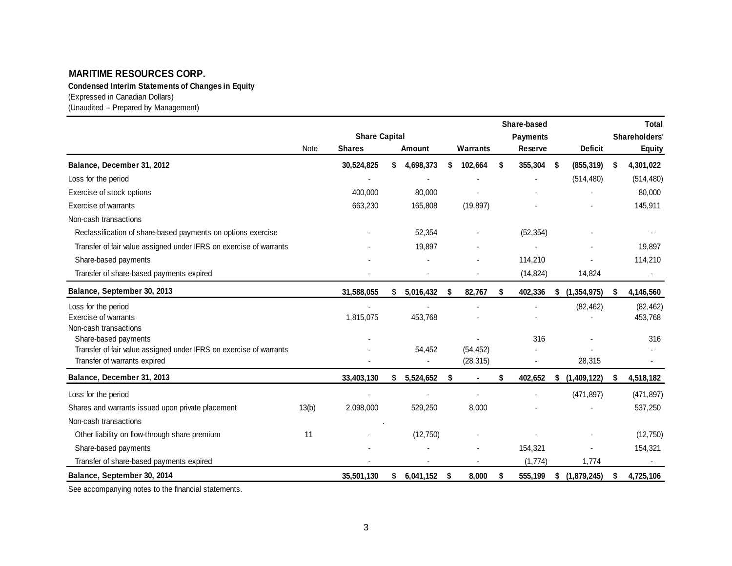**MARITIME RESOURCES CORP.**

**Condensed Interim Statements of Changes in Equity**

(Expressed in Canadian Dollars)

(Unaudited -- Prepared by Management)

| | Note | Share Capital | | Warrants | Share-based Payments Reserve | Deficit | Total Shareholders' Equity |
|---|---|---|---|---|---|---|---|
| | | Shares | Amount | | | | |
| **Balance, December 31, 2012** | | **30,524,825** | **$ 4,698,373** | **$ 102,664** | **$ 355,304** | **$ (855,319)** | **$ 4,301,022** |
| Loss for the period | | - | - | - | - | (514,480) | (514,480) |
| Exercise of stock options | | 400,000 | 80,000 | - | - | - | 80,000 |
| Exercise of warrants | | 663,230 | 165,808 | (19,897) | - | - | 145,911 |
| Non-cash transactions | | | | | | | |
| Reclassification of share-based payments on options exercise | | - | 52,354 | - | (52,354) | - | - |
| Transfer of fair value assigned under IFRS on exercise of warrants | | - | 19,897 | - | - | - | 19,897 |
| Share-based payments | | - | - | - | 114,210 | - | 114,210 |
| Transfer of share-based payments expired | | - | - | - | (14,824) | 14,824 | - |
| **Balance, September 30, 2013** | | **31,588,055** | **$ 5,016,432** | **$ 82,767** | **$ 402,336** | **$ (1,354,975)** | **$ 4,146,560** |
| Loss for the period | | - | - | - | - | (82,462) | (82,462) |
| Exercise of warrants | | 1,815,075 | 453,768 | - | - | - | 453,768 |
| Non-cash transactions | | | | | | | |
| Share-based payments | | - | | - | 316 | - | 316 |
| Transfer of fair value assigned under IFRS on exercise of warrants | | - | 54,452 | (54,452) | - | - | - |
| Transfer of warrants expired | | - | - | (28,315) | - | 28,315 | - |
| **Balance, December 31, 2013** | | **33,403,130** | **$ 5,524,652** | **$ -** | **$ 402,652** | **$ (1,409,122)** | **$ 4,518,182** |
| Loss for the period | | - | - | - | - | (471,897) | (471,897) |
| Shares and warrants issued upon private placement | 13(b) | 2,098,000 | 529,250 | 8,000 | - | - | 537,250 |
| Non-cash transactions | | | | | | | |
| Other liability on flow-through share premium | 11 | - | (12,750) | - | - | - | (12,750) |
| Share-based payments | | - | - | - | 154,321 | - | 154,321 |
| Transfer of share-based payments expired | | - | - | - | (1,774) | 1,774 | - |
| **Balance, September 30, 2014** | | **35,501,130** | **$ 6,041,152** | **$ 8,000** | **$ 555,199** | **$ (1,879,245)** | **$ 4,725,106** |

See accompanying notes to the financial statements.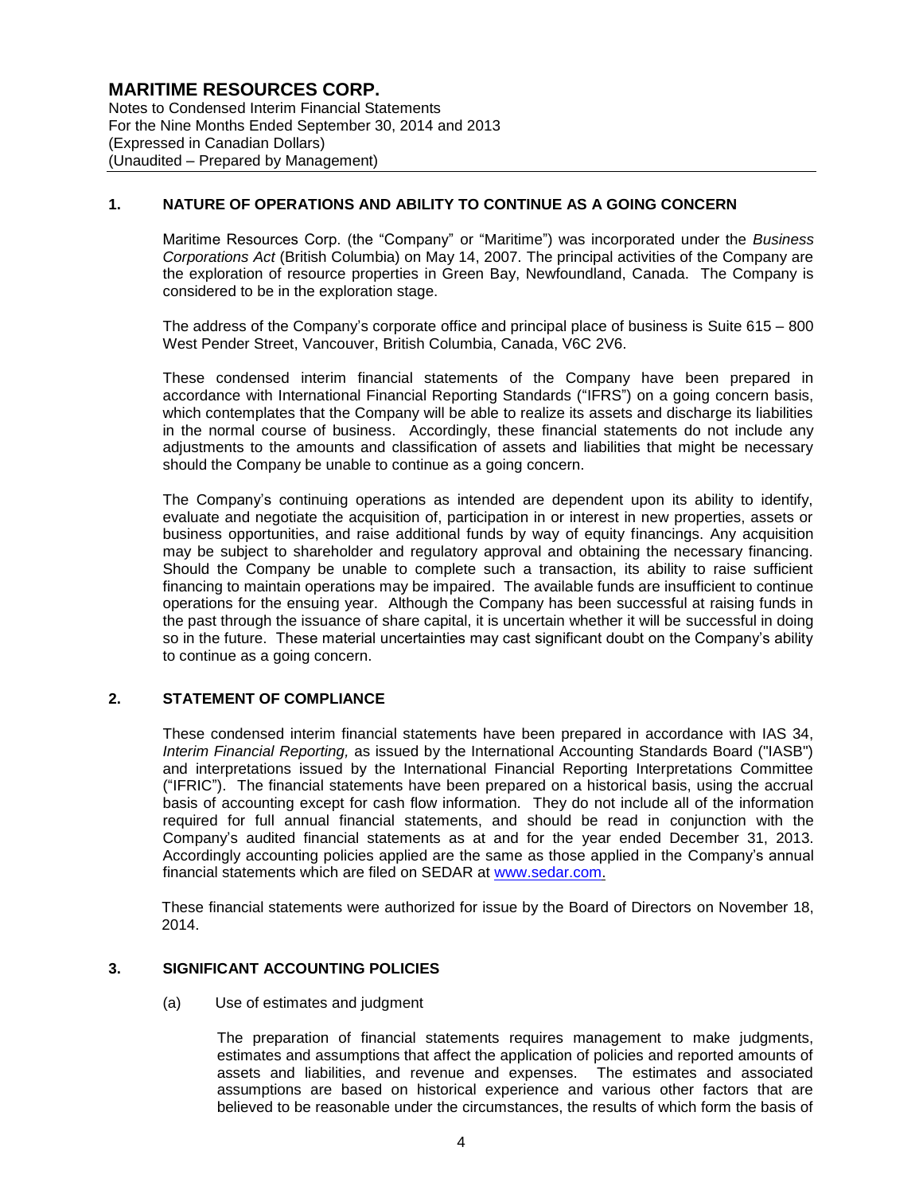## 1. NATURE OF OPERATIONS AND ABILITY TO CONTINUE AS A GOING CONCERN

Maritime Resources Corp. (the "Company" or "Maritime") was incorporated under the *Business Corporations Act* (British Columbia) on May 14, 2007. The principal activities of the Company are the exploration of resource properties in Green Bay, Newfoundland, Canada. The Company is considered to be in the exploration stage.

The address of the Company's corporate office and principal place of business is Suite 615 – 800 West Pender Street, Vancouver, British Columbia, Canada, V6C 2V6.

These condensed interim financial statements of the Company have been prepared in accordance with International Financial Reporting Standards ("IFRS") on a going concern basis, which contemplates that the Company will be able to realize its assets and discharge its liabilities in the normal course of business. Accordingly, these financial statements do not include any adjustments to the amounts and classification of assets and liabilities that might be necessary should the Company be unable to continue as a going concern.

The Company's continuing operations as intended are dependent upon its ability to identify, evaluate and negotiate the acquisition of, participation in or interest in new properties, assets or business opportunities, and raise additional funds by way of equity financings. Any acquisition may be subject to shareholder and regulatory approval and obtaining the necessary financing. Should the Company be unable to complete such a transaction, its ability to raise sufficient financing to maintain operations may be impaired. The available funds are insufficient to continue operations for the ensuing year. Although the Company has been successful at raising funds in the past through the issuance of share capital, it is uncertain whether it will be successful in doing so in the future. These material uncertainties may cast significant doubt on the Company's ability to continue as a going concern.

## 2. STATEMENT OF COMPLIANCE

These condensed interim financial statements have been prepared in accordance with IAS 34, *Interim Financial Reporting,* as issued by the International Accounting Standards Board ("IASB") and interpretations issued by the International Financial Reporting Interpretations Committee ("IFRIC"). The financial statements have been prepared on a historical basis, using the accrual basis of accounting except for cash flow information. They do not include all of the information required for full annual financial statements, and should be read in conjunction with the Company's audited financial statements as at and for the year ended December 31, 2013. Accordingly accounting policies applied are the same as those applied in the Company's annual financial statements which are filed on SEDAR at www.sedar.com.

These financial statements were authorized for issue by the Board of Directors on November 18, 2014.

## 3. SIGNIFICANT ACCOUNTING POLICIES

(a) Use of estimates and judgment

The preparation of financial statements requires management to make judgments, estimates and assumptions that affect the application of policies and reported amounts of assets and liabilities, and revenue and expenses. The estimates and associated assumptions are based on historical experience and various other factors that are believed to be reasonable under the circumstances, the results of which form the basis of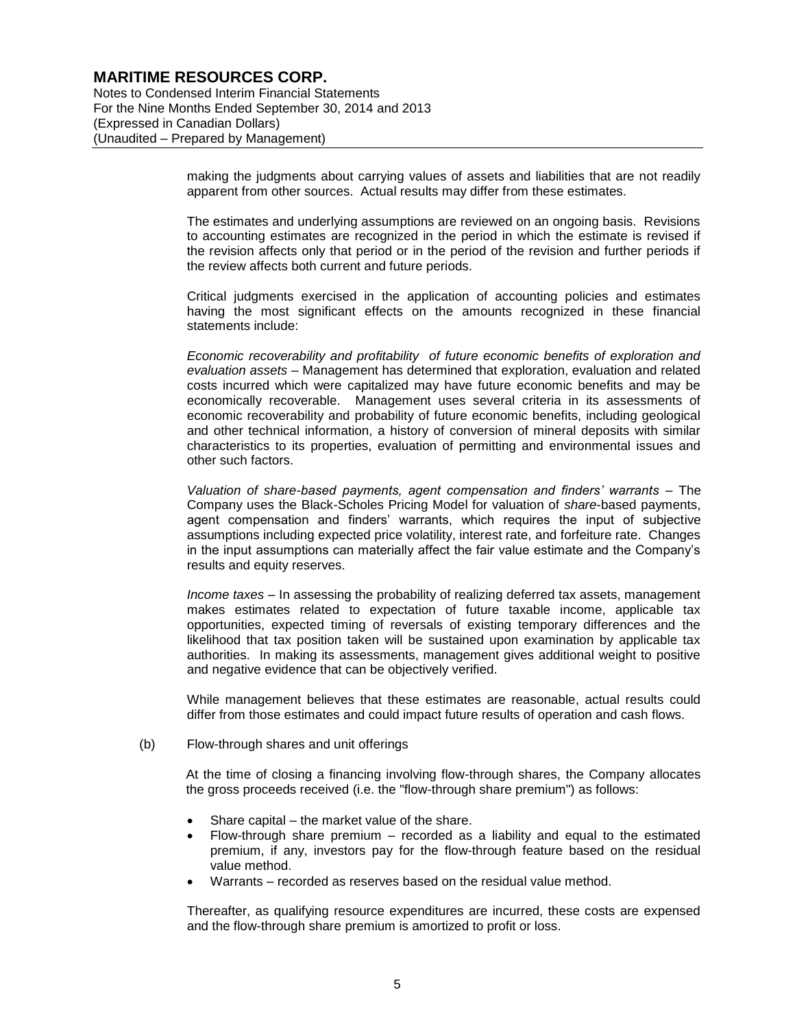making the judgments about carrying values of assets and liabilities that are not readily apparent from other sources. Actual results may differ from these estimates.

The estimates and underlying assumptions are reviewed on an ongoing basis. Revisions to accounting estimates are recognized in the period in which the estimate is revised if the revision affects only that period or in the period of the revision and further periods if the review affects both current and future periods.

Critical judgments exercised in the application of accounting policies and estimates having the most significant effects on the amounts recognized in these financial statements include:

*Economic recoverability and profitability of future economic benefits of exploration and evaluation assets* – Management has determined that exploration, evaluation and related costs incurred which were capitalized may have future economic benefits and may be economically recoverable. Management uses several criteria in its assessments of economic recoverability and probability of future economic benefits, including geological and other technical information, a history of conversion of mineral deposits with similar characteristics to its properties, evaluation of permitting and environmental issues and other such factors.

*Valuation of share-based payments, agent compensation and finders' warrants* – The Company uses the Black-Scholes Pricing Model for valuation of *share*-based payments, agent compensation and finders' warrants, which requires the input of subjective assumptions including expected price volatility, interest rate, and forfeiture rate. Changes in the input assumptions can materially affect the fair value estimate and the Company's results and equity reserves.

*Income taxes* – In assessing the probability of realizing deferred tax assets, management makes estimates related to expectation of future taxable income, applicable tax opportunities, expected timing of reversals of existing temporary differences and the likelihood that tax position taken will be sustained upon examination by applicable tax authorities. In making its assessments, management gives additional weight to positive and negative evidence that can be objectively verified.

While management believes that these estimates are reasonable, actual results could differ from those estimates and could impact future results of operation and cash flows.

(b) Flow-through shares and unit offerings

At the time of closing a financing involving flow-through shares, the Company allocates the gross proceeds received (i.e. the "flow-through share premium") as follows:

- Share capital – the market value of the share.
- Flow-through share premium – recorded as a liability and equal to the estimated premium, if any, investors pay for the flow-through feature based on the residual value method.
- Warrants – recorded as reserves based on the residual value method.

Thereafter, as qualifying resource expenditures are incurred, these costs are expensed and the flow-through share premium is amortized to profit or loss.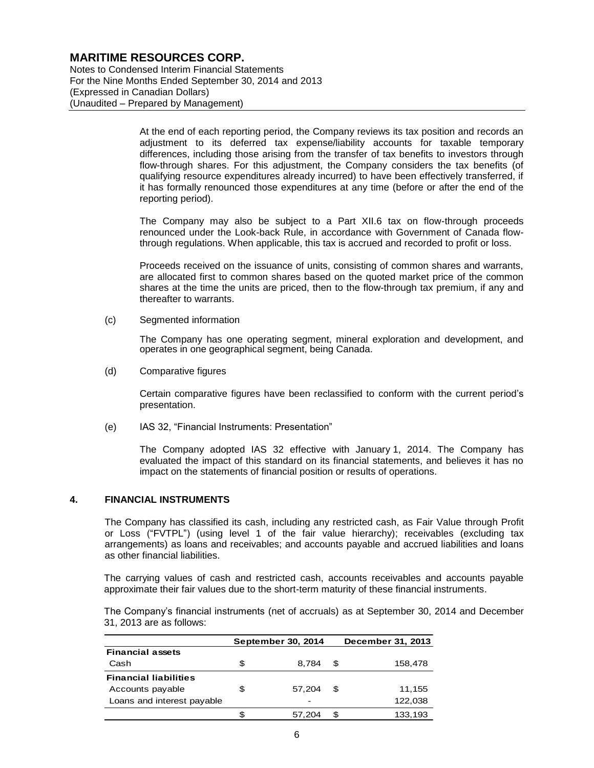At the end of each reporting period, the Company reviews its tax position and records an adjustment to its deferred tax expense/liability accounts for taxable temporary differences, including those arising from the transfer of tax benefits to investors through flow-through shares. For this adjustment, the Company considers the tax benefits (of qualifying resource expenditures already incurred) to have been effectively transferred, if it has formally renounced those expenditures at any time (before or after the end of the reporting period).

The Company may also be subject to a Part XII.6 tax on flow-through proceeds renounced under the Look-back Rule, in accordance with Government of Canada flow-through regulations. When applicable, this tax is accrued and recorded to profit or loss.

Proceeds received on the issuance of units, consisting of common shares and warrants, are allocated first to common shares based on the quoted market price of the common shares at the time the units are priced, then to the flow-through tax premium, if any and thereafter to warrants.

(c) Segmented information

The Company has one operating segment, mineral exploration and development, and operates in one geographical segment, being Canada.

(d) Comparative figures

Certain comparative figures have been reclassified to conform with the current period's presentation.

(e) IAS 32, "Financial Instruments: Presentation"

The Company adopted IAS 32 effective with January 1, 2014. The Company has evaluated the impact of this standard on its financial statements, and believes it has no impact on the statements of financial position or results of operations.

## 4. FINANCIAL INSTRUMENTS

The Company has classified its cash, including any restricted cash, as Fair Value through Profit or Loss ("FVTPL") (using level 1 of the fair value hierarchy); receivables (excluding tax arrangements) as loans and receivables; and accounts payable and accrued liabilities and loans as other financial liabilities.

The carrying values of cash and restricted cash, accounts receivables and accounts payable approximate their fair values due to the short-term maturity of these financial instruments.

The Company's financial instruments (net of accruals) as at September 30, 2014 and December 31, 2013 are as follows:

| | September 30, 2014 | December 31, 2013 |
|---|---|---|
| **Financial assets** | | |
| Cash | $ 8,784 | $ 158,478 |
| **Financial liabilities** | | |
| Accounts payable | $ 57,204 | $ 11,155 |
| Loans and interest payable | - | 122,038 |
| | $ 57,204 | $ 133,193 |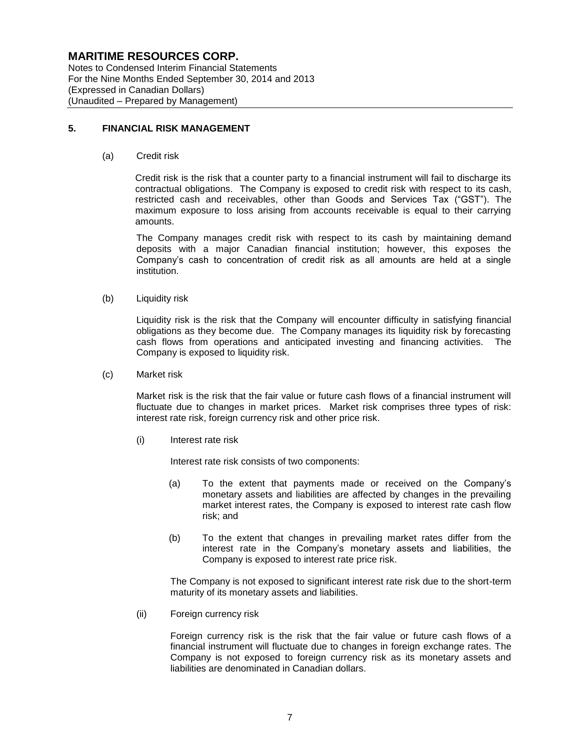## 5. FINANCIAL RISK MANAGEMENT

(a) Credit risk

Credit risk is the risk that a counter party to a financial instrument will fail to discharge its contractual obligations. The Company is exposed to credit risk with respect to its cash, restricted cash and receivables, other than Goods and Services Tax ("GST"). The maximum exposure to loss arising from accounts receivable is equal to their carrying amounts.

The Company manages credit risk with respect to its cash by maintaining demand deposits with a major Canadian financial institution; however, this exposes the Company's cash to concentration of credit risk as all amounts are held at a single institution.

(b) Liquidity risk

Liquidity risk is the risk that the Company will encounter difficulty in satisfying financial obligations as they become due. The Company manages its liquidity risk by forecasting cash flows from operations and anticipated investing and financing activities. The Company is exposed to liquidity risk.

(c) Market risk

Market risk is the risk that the fair value or future cash flows of a financial instrument will fluctuate due to changes in market prices. Market risk comprises three types of risk: interest rate risk, foreign currency risk and other price risk.

(i) Interest rate risk

Interest rate risk consists of two components:

(a) To the extent that payments made or received on the Company's monetary assets and liabilities are affected by changes in the prevailing market interest rates, the Company is exposed to interest rate cash flow risk; and

(b) To the extent that changes in prevailing market rates differ from the interest rate in the Company's monetary assets and liabilities, the Company is exposed to interest rate price risk.

The Company is not exposed to significant interest rate risk due to the short-term maturity of its monetary assets and liabilities.

(ii) Foreign currency risk

Foreign currency risk is the risk that the fair value or future cash flows of a financial instrument will fluctuate due to changes in foreign exchange rates. The Company is not exposed to foreign currency risk as its monetary assets and liabilities are denominated in Canadian dollars.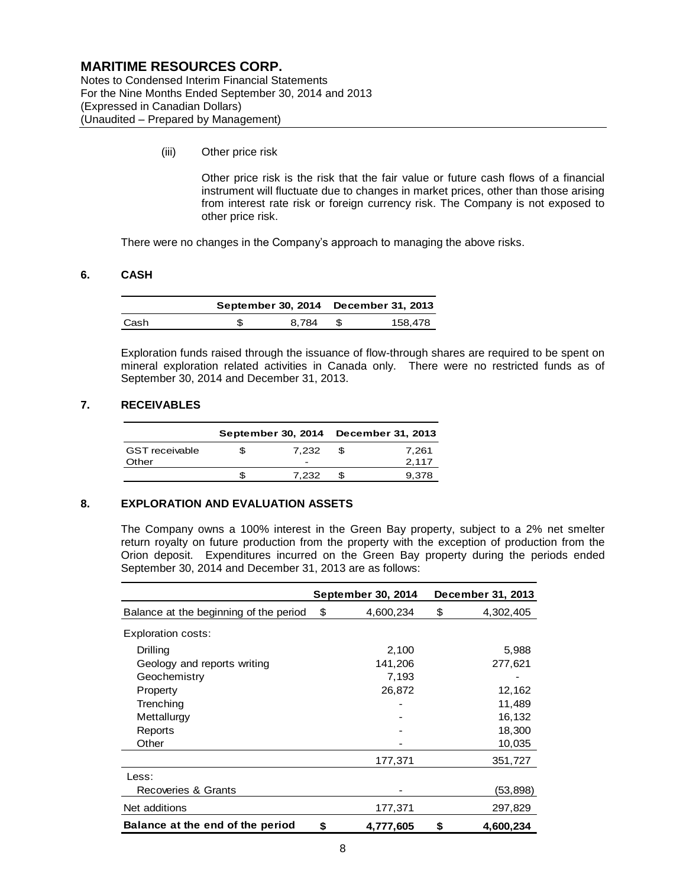(iii) Other price risk

Other price risk is the risk that the fair value or future cash flows of a financial instrument will fluctuate due to changes in market prices, other than those arising from interest rate risk or foreign currency risk. The Company is not exposed to other price risk.

There were no changes in the Company's approach to managing the above risks.

## 6. CASH

| | September 30, 2014 | December 31, 2013 |
|---|---|---|
| Cash | $ 8,784 | $ 158,478 |

Exploration funds raised through the issuance of flow-through shares are required to be spent on mineral exploration related activities in Canada only. There were no restricted funds as of September 30, 2014 and December 31, 2013.

## 7. RECEIVABLES

| | September 30, 2014 | December 31, 2013 |
|---|---|---|
| GST receivable | $ 7,232 | $ 7,261 |
| Other | - | 2,117 |
| | $ 7,232 | $ 9,378 |

## 8. EXPLORATION AND EVALUATION ASSETS

The Company owns a 100% interest in the Green Bay property, subject to a 2% net smelter return royalty on future production from the property with the exception of production from the Orion deposit. Expenditures incurred on the Green Bay property during the periods ended September 30, 2014 and December 31, 2013 are as follows:

| | September 30, 2014 | December 31, 2013 |
|---|---|---|
| Balance at the beginning of the period | $ 4,600,234 | $ 4,302,405 |
| Exploration costs: | | |
| Drilling | 2,100 | 5,988 |
| Geology and reports writing | 141,206 | 277,621 |
| Geochemistry | 7,193 | - |
| Property | 26,872 | 12,162 |
| Trenching | - | 11,489 |
| Mettallurgy | - | 16,132 |
| Reports | - | 18,300 |
| Other | - | 10,035 |
| | 177,371 | 351,727 |
| Less: | | |
| Recoveries & Grants | - | (53,898) |
| Net additions | 177,371 | 297,829 |
| **Balance at the end of the period** | **$ 4,777,605** | **$ 4,600,234** |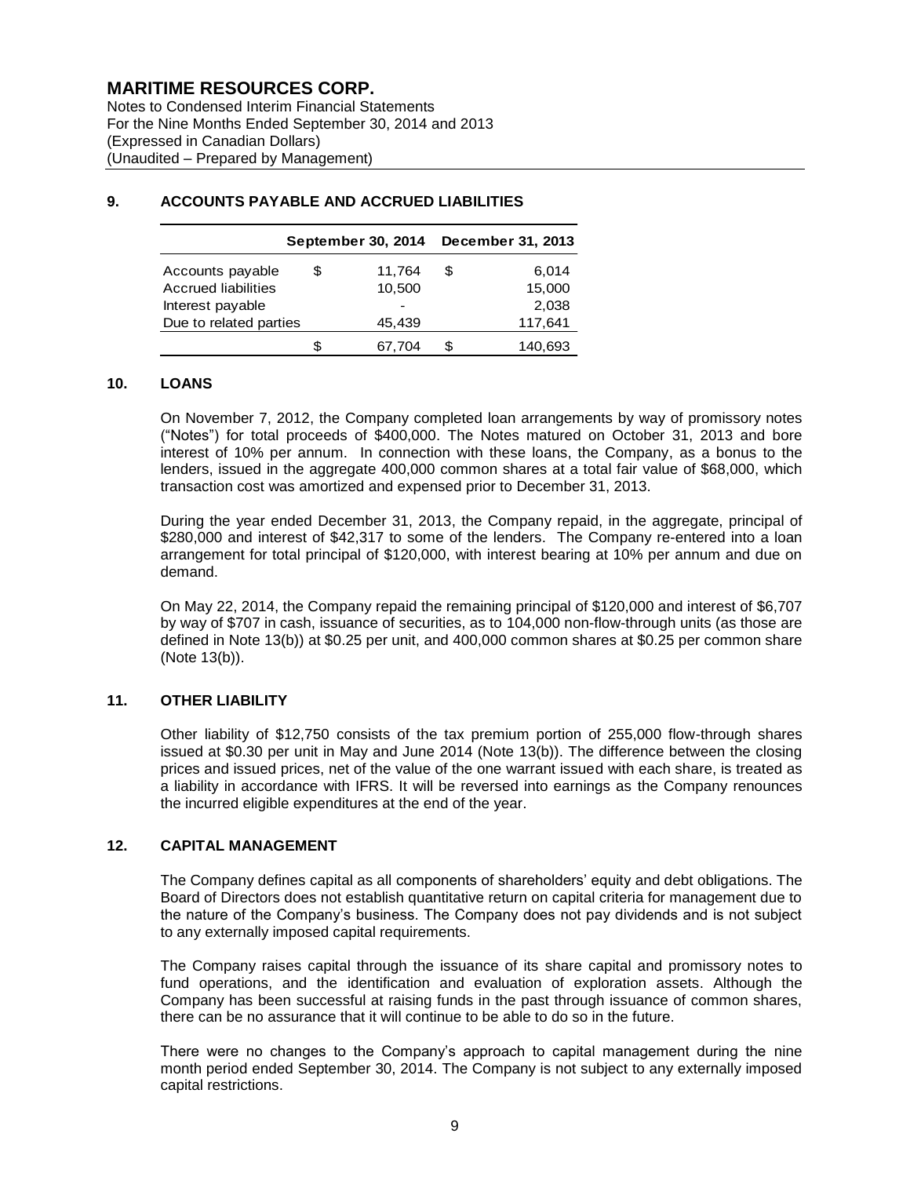# MARITIME RESOURCES CORP.

Notes to Condensed Interim Financial Statements
For the Nine Months Ended September 30, 2014 and 2013
(Expressed in Canadian Dollars)
(Unaudited – Prepared by Management)

## 9. ACCOUNTS PAYABLE AND ACCRUED LIABILITIES

| | September 30, 2014 | December 31, 2013 |
|---|---|---|
| Accounts payable | $ 11,764 | $ 6,014 |
| Accrued liabilities | 10,500 | 15,000 |
| Interest payable | - | 2,038 |
| Due to related parties | 45,439 | 117,641 |
| | $ 67,704 | $ 140,693 |

## 10. LOANS

On November 7, 2012, the Company completed loan arrangements by way of promissory notes ("Notes") for total proceeds of $400,000. The Notes matured on October 31, 2013 and bore interest of 10% per annum. In connection with these loans, the Company, as a bonus to the lenders, issued in the aggregate 400,000 common shares at a total fair value of $68,000, which transaction cost was amortized and expensed prior to December 31, 2013.

During the year ended December 31, 2013, the Company repaid, in the aggregate, principal of $280,000 and interest of $42,317 to some of the lenders. The Company re-entered into a loan arrangement for total principal of $120,000, with interest bearing at 10% per annum and due on demand.

On May 22, 2014, the Company repaid the remaining principal of $120,000 and interest of $6,707 by way of $707 in cash, issuance of securities, as to 104,000 non-flow-through units (as those are defined in Note 13(b)) at $0.25 per unit, and 400,000 common shares at $0.25 per common share (Note 13(b)).

## 11. OTHER LIABILITY

Other liability of $12,750 consists of the tax premium portion of 255,000 flow-through shares issued at $0.30 per unit in May and June 2014 (Note 13(b)). The difference between the closing prices and issued prices, net of the value of the one warrant issued with each share, is treated as a liability in accordance with IFRS. It will be reversed into earnings as the Company renounces the incurred eligible expenditures at the end of the year.

## 12. CAPITAL MANAGEMENT

The Company defines capital as all components of shareholders' equity and debt obligations. The Board of Directors does not establish quantitative return on capital criteria for management due to the nature of the Company's business. The Company does not pay dividends and is not subject to any externally imposed capital requirements.

The Company raises capital through the issuance of its share capital and promissory notes to fund operations, and the identification and evaluation of exploration assets. Although the Company has been successful at raising funds in the past through issuance of common shares, there can be no assurance that it will continue to be able to do so in the future.

There were no changes to the Company's approach to capital management during the nine month period ended September 30, 2014. The Company is not subject to any externally imposed capital restrictions.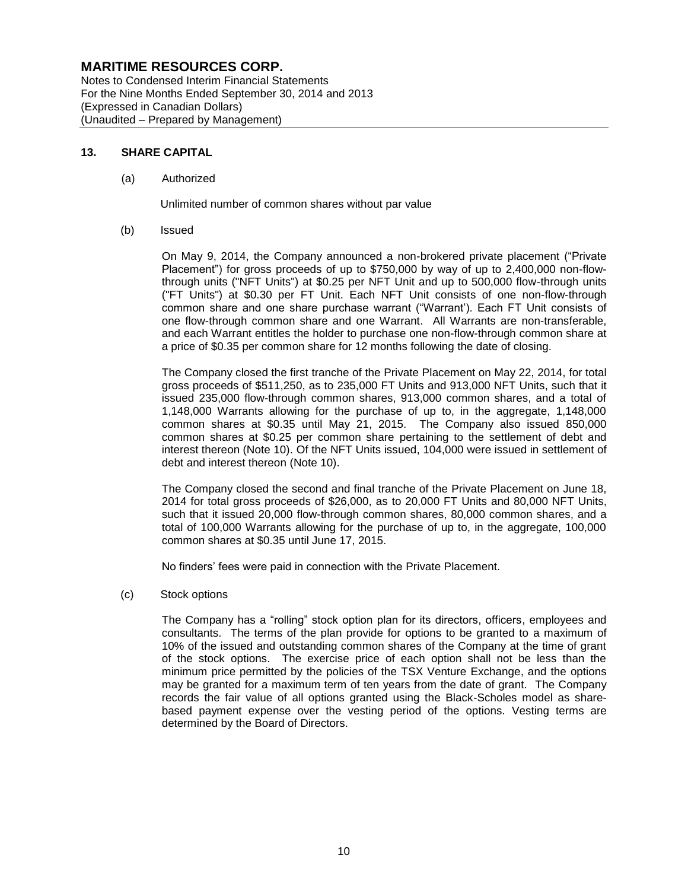## 13. SHARE CAPITAL

(a) Authorized

Unlimited number of common shares without par value

(b) Issued

On May 9, 2014, the Company announced a non-brokered private placement ("Private Placement") for gross proceeds of up to $750,000 by way of up to 2,400,000 non-flow-through units ("NFT Units") at $0.25 per NFT Unit and up to 500,000 flow-through units ("FT Units") at $0.30 per FT Unit. Each NFT Unit consists of one non-flow-through common share and one share purchase warrant ("Warrant'). Each FT Unit consists of one flow-through common share and one Warrant. All Warrants are non-transferable, and each Warrant entitles the holder to purchase one non-flow-through common share at a price of $0.35 per common share for 12 months following the date of closing.

The Company closed the first tranche of the Private Placement on May 22, 2014, for total gross proceeds of $511,250, as to 235,000 FT Units and 913,000 NFT Units, such that it issued 235,000 flow-through common shares, 913,000 common shares, and a total of 1,148,000 Warrants allowing for the purchase of up to, in the aggregate, 1,148,000 common shares at $0.35 until May 21, 2015. The Company also issued 850,000 common shares at $0.25 per common share pertaining to the settlement of debt and interest thereon (Note 10). Of the NFT Units issued, 104,000 were issued in settlement of debt and interest thereon (Note 10).

The Company closed the second and final tranche of the Private Placement on June 18, 2014 for total gross proceeds of $26,000, as to 20,000 FT Units and 80,000 NFT Units, such that it issued 20,000 flow-through common shares, 80,000 common shares, and a total of 100,000 Warrants allowing for the purchase of up to, in the aggregate, 100,000 common shares at $0.35 until June 17, 2015.

No finders' fees were paid in connection with the Private Placement.

(c) Stock options

The Company has a "rolling" stock option plan for its directors, officers, employees and consultants. The terms of the plan provide for options to be granted to a maximum of 10% of the issued and outstanding common shares of the Company at the time of grant of the stock options. The exercise price of each option shall not be less than the minimum price permitted by the policies of the TSX Venture Exchange, and the options may be granted for a maximum term of ten years from the date of grant. The Company records the fair value of all options granted using the Black-Scholes model as share-based payment expense over the vesting period of the options. Vesting terms are determined by the Board of Directors.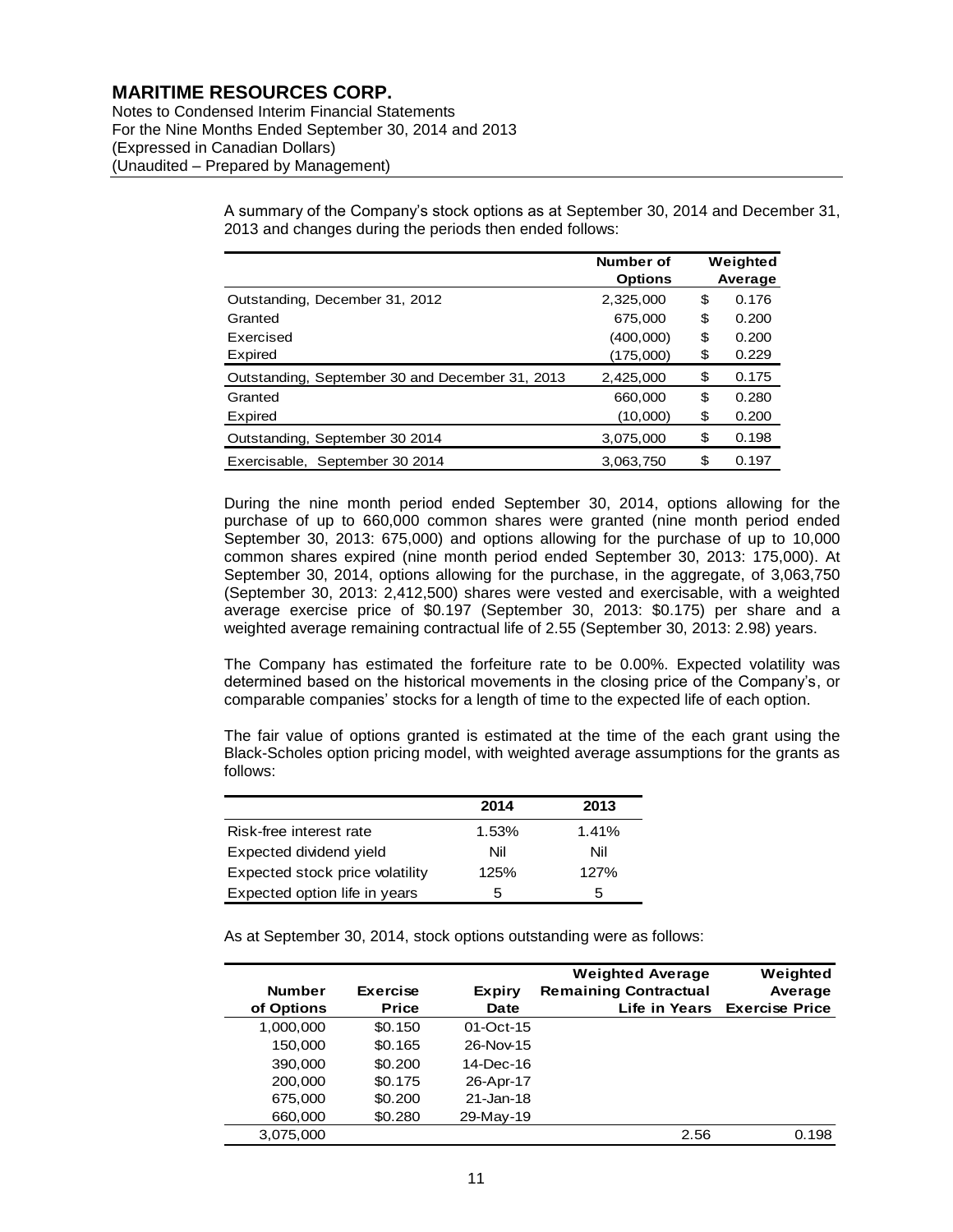A summary of the Company's stock options as at September 30, 2014 and December 31, 2013 and changes during the periods then ended follows:

| | Number of Options | Weighted Average |
|---|---|---|
| Outstanding, December 31, 2012 | 2,325,000 | $ 0.176 |
| Granted | 675,000 | $ 0.200 |
| Exercised | (400,000) | $ 0.200 |
| Expired | (175,000) | $ 0.229 |
| Outstanding, September 30 and December 31, 2013 | 2,425,000 | $ 0.175 |
| Granted | 660,000 | $ 0.280 |
| Expired | (10,000) | $ 0.200 |
| Outstanding, September 30 2014 | 3,075,000 | $ 0.198 |
| Exercisable, September 30 2014 | 3,063,750 | $ 0.197 |

During the nine month period ended September 30, 2014, options allowing for the purchase of up to 660,000 common shares were granted (nine month period ended September 30, 2013: 675,000) and options allowing for the purchase of up to 10,000 common shares expired (nine month period ended September 30, 2013: 175,000). At September 30, 2014, options allowing for the purchase, in the aggregate, of 3,063,750 (September 30, 2013: 2,412,500) shares were vested and exercisable, with a weighted average exercise price of $0.197 (September 30, 2013: $0.175) per share and a weighted average remaining contractual life of 2.55 (September 30, 2013: 2.98) years.

The Company has estimated the forfeiture rate to be 0.00%. Expected volatility was determined based on the historical movements in the closing price of the Company's, or comparable companies' stocks for a length of time to the expected life of each option.

The fair value of options granted is estimated at the time of the each grant using the Black-Scholes option pricing model, with weighted average assumptions for the grants as follows:

| | 2014 | 2013 |
|---|---|---|
| Risk-free interest rate | 1.53% | 1.41% |
| Expected dividend yield | Nil | Nil |
| Expected stock price volatility | 125% | 127% |
| Expected option life in years | 5 | 5 |

As at September 30, 2014, stock options outstanding were as follows:

| Number of Options | Exercise Price | Expiry Date | Weighted Average Remaining Contractual Life in Years | Weighted Average Exercise Price |
|---|---|---|---|---|
| 1,000,000 | $0.150 | 01-Oct-15 | | |
| 150,000 | $0.165 | 26-Nov-15 | | |
| 390,000 | $0.200 | 14-Dec-16 | | |
| 200,000 | $0.175 | 26-Apr-17 | | |
| 675,000 | $0.200 | 21-Jan-18 | | |
| 660,000 | $0.280 | 29-May-19 | | |
| 3,075,000 | | | 2.56 | 0.198 |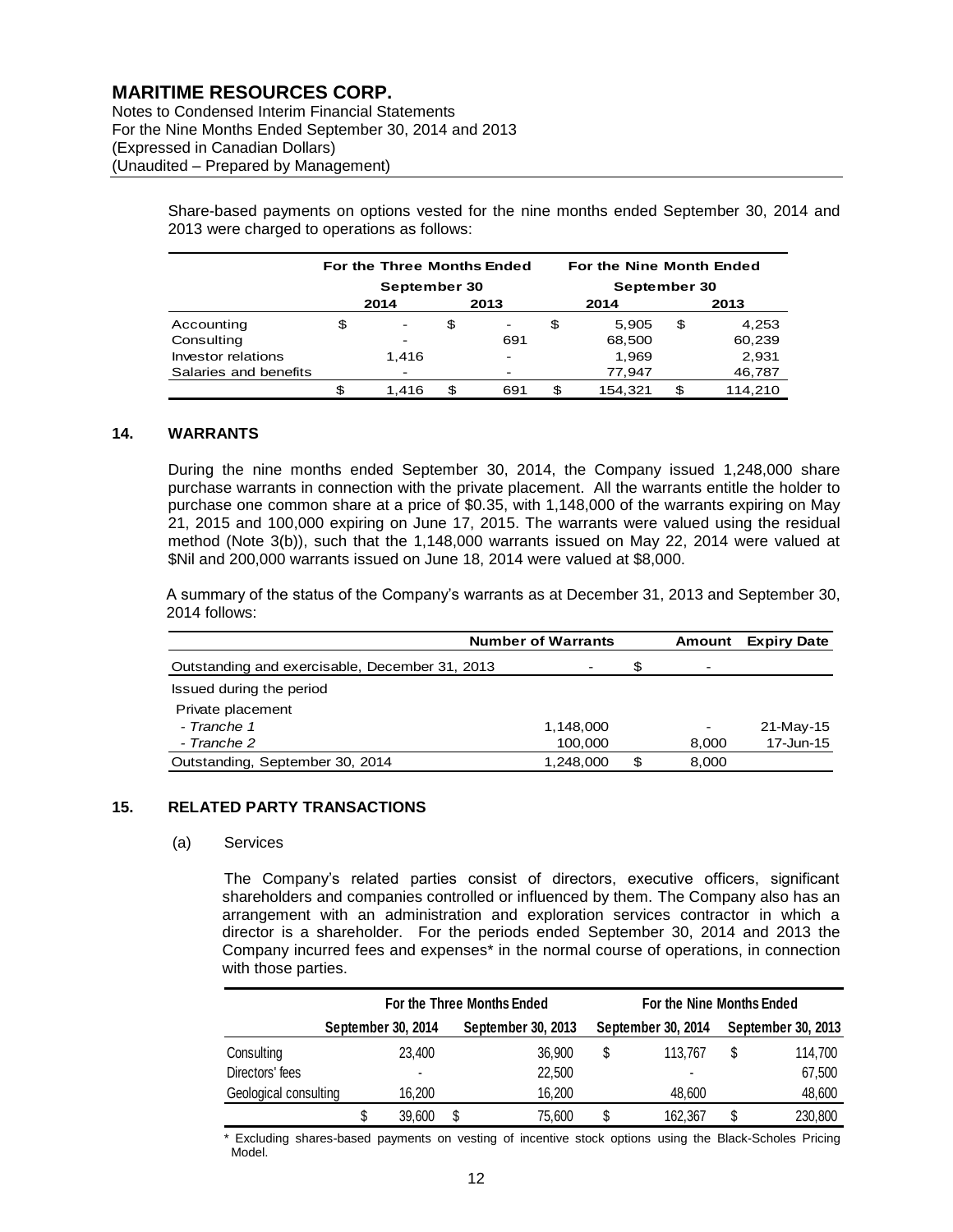Share-based payments on options vested for the nine months ended September 30, 2014 and 2013 were charged to operations as follows:

| | For the Three Months Ended September 30 | | For the Nine Month Ended September 30 | |
|---|---|---|---|---|
| | 2014 | 2013 | 2014 | 2013 |
| Accounting | $ - | $ - | $ 5,905 | $ 4,253 |
| Consulting | - | 691 | 68,500 | 60,239 |
| Investor relations | 1,416 | - | 1,969 | 2,931 |
| Salaries and benefits | - | - | 77,947 | 46,787 |
| | $ 1,416 | $ 691 | $ 154,321 | $ 114,210 |

## 14. WARRANTS

During the nine months ended September 30, 2014, the Company issued 1,248,000 share purchase warrants in connection with the private placement. All the warrants entitle the holder to purchase one common share at a price of $0.35, with 1,148,000 of the warrants expiring on May 21, 2015 and 100,000 expiring on June 17, 2015. The warrants were valued using the residual method (Note 3(b)), such that the 1,148,000 warrants issued on May 22, 2014 were valued at $Nil and 200,000 warrants issued on June 18, 2014 were valued at $8,000.

A summary of the status of the Company's warrants as at December 31, 2013 and September 30, 2014 follows:

| | Number of Warrants | Amount | Expiry Date |
|---|---|---|---|
| Outstanding and exercisable, December 31, 2013 | - | $ - | |
| Issued during the period | | | |
| Private placement | | | |
| *- Tranche 1* | 1,148,000 | - | 21-May-15 |
| *- Tranche 2* | 100,000 | 8,000 | 17-Jun-15 |
| Outstanding, September 30, 2014 | 1,248,000 | $ 8,000 | |

## 15. RELATED PARTY TRANSACTIONS

(a) Services

The Company's related parties consist of directors, executive officers, significant shareholders and companies controlled or influenced by them. The Company also has an arrangement with an administration and exploration services contractor in which a director is a shareholder. For the periods ended September 30, 2014 and 2013 the Company incurred fees and expenses* in the normal course of operations, in connection with those parties.

| | For the Three Months Ended | | For the Nine Months Ended | |
|---|---|---|---|---|
| | September 30, 2014 | September 30, 2013 | September 30, 2014 | September 30, 2013 |
| Consulting | 23,400 | 36,900 | $ 113,767 | $ 114,700 |
| Directors' fees | - | 22,500 | - | 67,500 |
| Geological consulting | 16,200 | 16,200 | 48,600 | 48,600 |
| | $ 39,600 | $ 75,600 | $ 162,367 | $ 230,800 |

\* Excluding shares-based payments on vesting of incentive stock options using the Black-Scholes Pricing Model.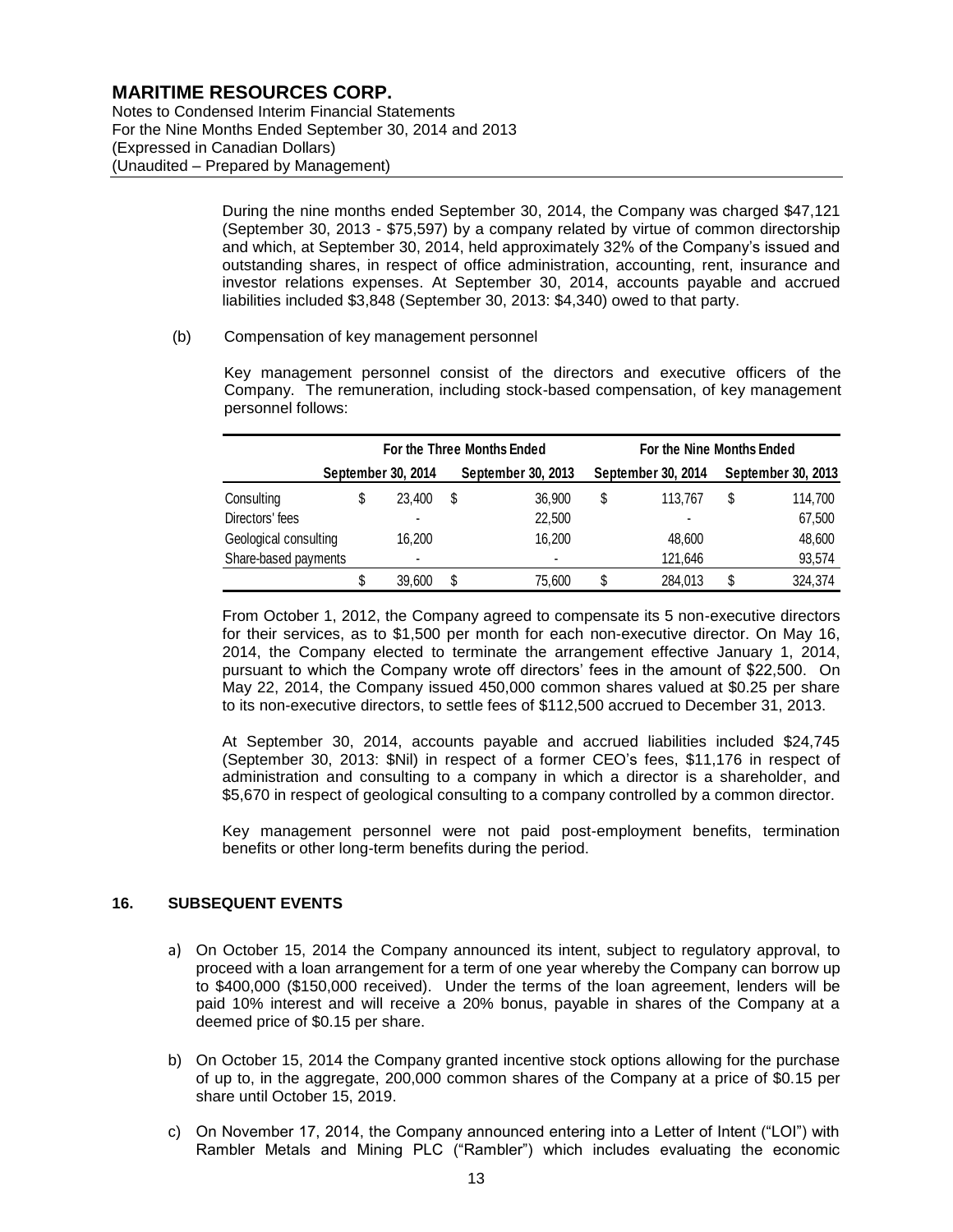During the nine months ended September 30, 2014, the Company was charged $47,121 (September 30, 2013 - $75,597) by a company related by virtue of common directorship and which, at September 30, 2014, held approximately 32% of the Company's issued and outstanding shares, in respect of office administration, accounting, rent, insurance and investor relations expenses. At September 30, 2014, accounts payable and accrued liabilities included $3,848 (September 30, 2013: $4,340) owed to that party.

(b) Compensation of key management personnel

Key management personnel consist of the directors and executive officers of the Company. The remuneration, including stock-based compensation, of key management personnel follows:

| | For the Three Months Ended | | For the Nine Months Ended | |
|---|---|---|---|---|
| | September 30, 2014 | September 30, 2013 | September 30, 2014 | September 30, 2013 |
| Consulting | $ 23,400 | $ 36,900 | $ 113,767 | $ 114,700 |
| Directors' fees | - | 22,500 | - | 67,500 |
| Geological consulting | 16,200 | 16,200 | 48,600 | 48,600 |
| Share-based payments | - | - | 121,646 | 93,574 |
| | $ 39,600 | $ 75,600 | $ 284,013 | $ 324,374 |

From October 1, 2012, the Company agreed to compensate its 5 non-executive directors for their services, as to $1,500 per month for each non-executive director. On May 16, 2014, the Company elected to terminate the arrangement effective January 1, 2014, pursuant to which the Company wrote off directors' fees in the amount of $22,500. On May 22, 2014, the Company issued 450,000 common shares valued at $0.25 per share to its non-executive directors, to settle fees of $112,500 accrued to December 31, 2013.

At September 30, 2014, accounts payable and accrued liabilities included $24,745 (September 30, 2013: $Nil) in respect of a former CEO's fees, $11,176 in respect of administration and consulting to a company in which a director is a shareholder, and $5,670 in respect of geological consulting to a company controlled by a common director.

Key management personnel were not paid post-employment benefits, termination benefits or other long-term benefits during the period.

## 16. SUBSEQUENT EVENTS

a) On October 15, 2014 the Company announced its intent, subject to regulatory approval, to proceed with a loan arrangement for a term of one year whereby the Company can borrow up to $400,000 ($150,000 received). Under the terms of the loan agreement, lenders will be paid 10% interest and will receive a 20% bonus, payable in shares of the Company at a deemed price of $0.15 per share.

b) On October 15, 2014 the Company granted incentive stock options allowing for the purchase of up to, in the aggregate, 200,000 common shares of the Company at a price of $0.15 per share until October 15, 2019.

c) On November 17, 2014, the Company announced entering into a Letter of Intent ("LOI") with Rambler Metals and Mining PLC ("Rambler") which includes evaluating the economic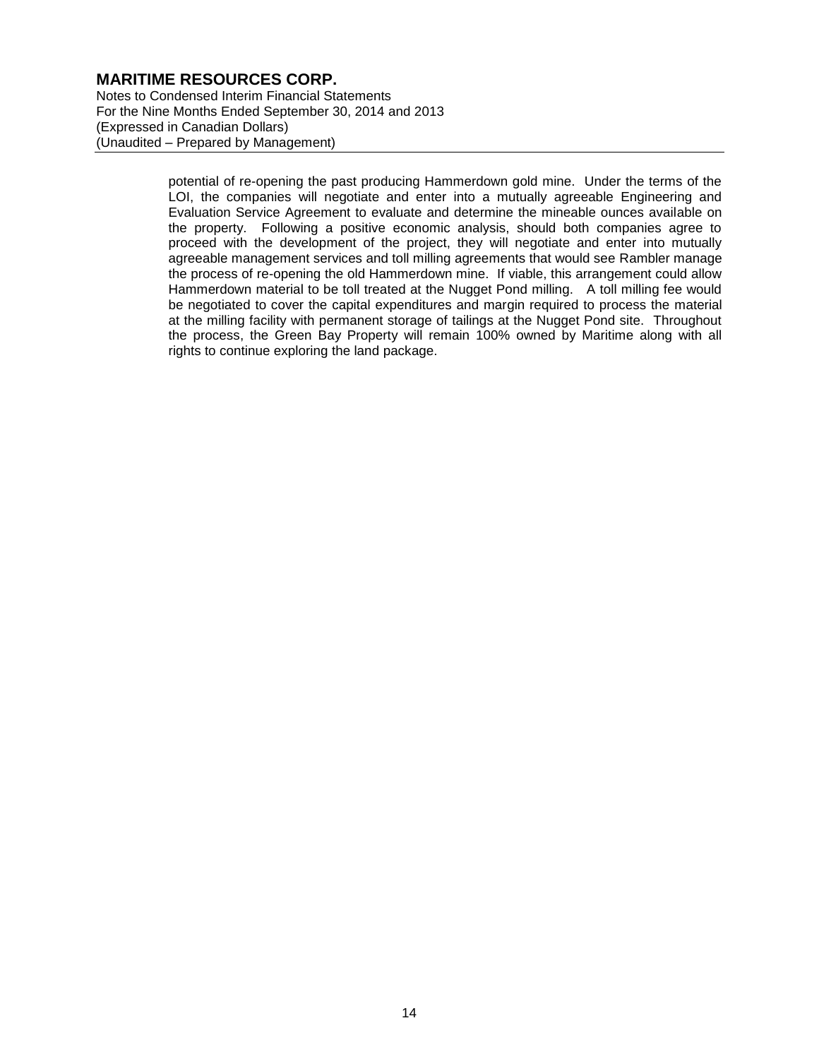potential of re-opening the past producing Hammerdown gold mine. Under the terms of the LOI, the companies will negotiate and enter into a mutually agreeable Engineering and Evaluation Service Agreement to evaluate and determine the mineable ounces available on the property. Following a positive economic analysis, should both companies agree to proceed with the development of the project, they will negotiate and enter into mutually agreeable management services and toll milling agreements that would see Rambler manage the process of re-opening the old Hammerdown mine. If viable, this arrangement could allow Hammerdown material to be toll treated at the Nugget Pond milling. A toll milling fee would be negotiated to cover the capital expenditures and margin required to process the material at the milling facility with permanent storage of tailings at the Nugget Pond site. Throughout the process, the Green Bay Property will remain 100% owned by Maritime along with all rights to continue exploring the land package.